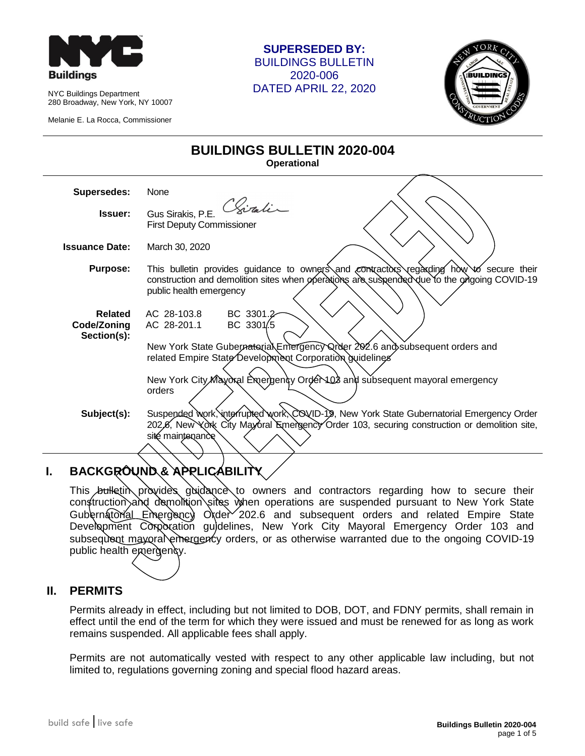NYC Buildings Department
280 Broadway, New York, NY 10007

Melanie E. La Rocca, Commissioner

**SUPERSEDED BY:**
BUILDINGS BULLETIN
2020-006
DATED APRIL 22, 2020

# BUILDINGS BULLETIN 2020-004

**Operational**

| | |
|---|---|
| **Supersedes:** | None |
| **Issuer:** | Gus Sirakis, P.E.<br>First Deputy Commissioner |
| **Issuance Date:** | March 30, 2020 |
| **Purpose:** | This bulletin provides guidance to owners and contractors regarding how to secure their construction and demolition sites when operations are suspended due to the ongoing COVID-19 public health emergency |
| **Related Code/Zoning Section(s):** | AC 28-103.8 BC 3301.2<br>AC 28-201.1 BC 3301.5<br>New York State Gubernatorial Emergency Order 202.6 and subsequent orders and related Empire State Development Corporation guidelines<br>New York City Mayoral Emergency Order 103 and subsequent mayoral emergency orders |
| **Subject(s):** | Suspended work, interrupted work, COVID-19, New York State Gubernatorial Emergency Order 202.6, New York City Mayoral Emergency Order 103, securing construction or demolition site, site maintenance |

## I. BACKGROUND & APPLICABILITY

This bulletin provides guidance to owners and contractors regarding how to secure their construction and demolition sites when operations are suspended pursuant to New York State Gubernatorial Emergency Order 202.6 and subsequent orders and related Empire State Development Corporation guidelines, New York City Mayoral Emergency Order 103 and subsequent mayoral emergency orders, or as otherwise warranted due to the ongoing COVID-19 public health emergency.

## II. PERMITS

Permits already in effect, including but not limited to DOB, DOT, and FDNY permits, shall remain in effect until the end of the term for which they were issued and must be renewed for as long as work remains suspended. All applicable fees shall apply.

Permits are not automatically vested with respect to any other applicable law including, but not limited to, regulations governing zoning and special flood hazard areas.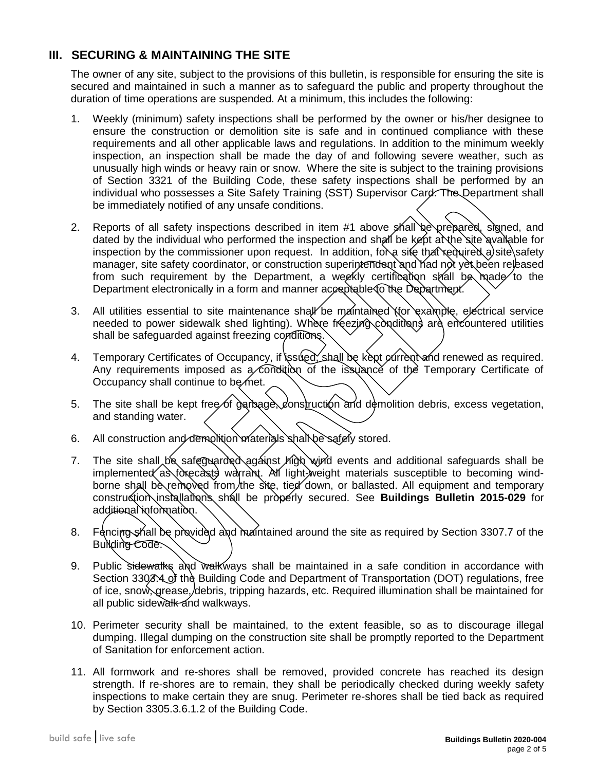## III. SECURING & MAINTAINING THE SITE

The owner of any site, subject to the provisions of this bulletin, is responsible for ensuring the site is secured and maintained in such a manner as to safeguard the public and property throughout the duration of time operations are suspended. At a minimum, this includes the following:

1. Weekly (minimum) safety inspections shall be performed by the owner or his/her designee to ensure the construction or demolition site is safe and in continued compliance with these requirements and all other applicable laws and regulations. In addition to the minimum weekly inspection, an inspection shall be made the day of and following severe weather, such as unusually high winds or heavy rain or snow. Where the site is subject to the training provisions of Section 3321 of the Building Code, these safety inspections shall be performed by an individual who possesses a Site Safety Training (SST) Supervisor Card. The Department shall be immediately notified of any unsafe conditions.

2. Reports of all safety inspections described in item #1 above shall be prepared, signed, and dated by the individual who performed the inspection and shall be kept at the site available for inspection by the commissioner upon request. In addition, for a site that required a site safety manager, site safety coordinator, or construction superintendent and had not yet been released from such requirement by the Department, a weekly certification shall be made to the Department electronically in a form and manner acceptable to the Department.

3. All utilities essential to site maintenance shall be maintained (for example, electrical service needed to power sidewalk shed lighting). Where freezing conditions are encountered utilities shall be safeguarded against freezing conditions.

4. Temporary Certificates of Occupancy, if issued, shall be kept current and renewed as required. Any requirements imposed as a condition of the issuance of the Temporary Certificate of Occupancy shall continue to be met.

5. The site shall be kept free of garbage, construction and demolition debris, excess vegetation, and standing water.

6. All construction and demolition materials shall be safely stored.

7. The site shall be safeguarded against high wind events and additional safeguards shall be implemented as forecasts warrant. All light-weight materials susceptible to becoming wind-borne shall be removed from the site, tied down, or ballasted. All equipment and temporary construction installations shall be properly secured. See **Buildings Bulletin 2015-029** for additional information.

8. Fencing shall be provided and maintained around the site as required by Section 3307.7 of the Building Code.

9. Public sidewalks and walkways shall be maintained in a safe condition in accordance with Section 3303.4 of the Building Code and Department of Transportation (DOT) regulations, free of ice, snow, grease, debris, tripping hazards, etc. Required illumination shall be maintained for all public sidewalk and walkways.

10. Perimeter security shall be maintained, to the extent feasible, so as to discourage illegal dumping. Illegal dumping on the construction site shall be promptly reported to the Department of Sanitation for enforcement action.

11. All formwork and re-shores shall be removed, provided concrete has reached its design strength. If re-shores are to remain, they shall be periodically checked during weekly safety inspections to make certain they are snug. Perimeter re-shores shall be tied back as required by Section 3305.3.6.1.2 of the Building Code.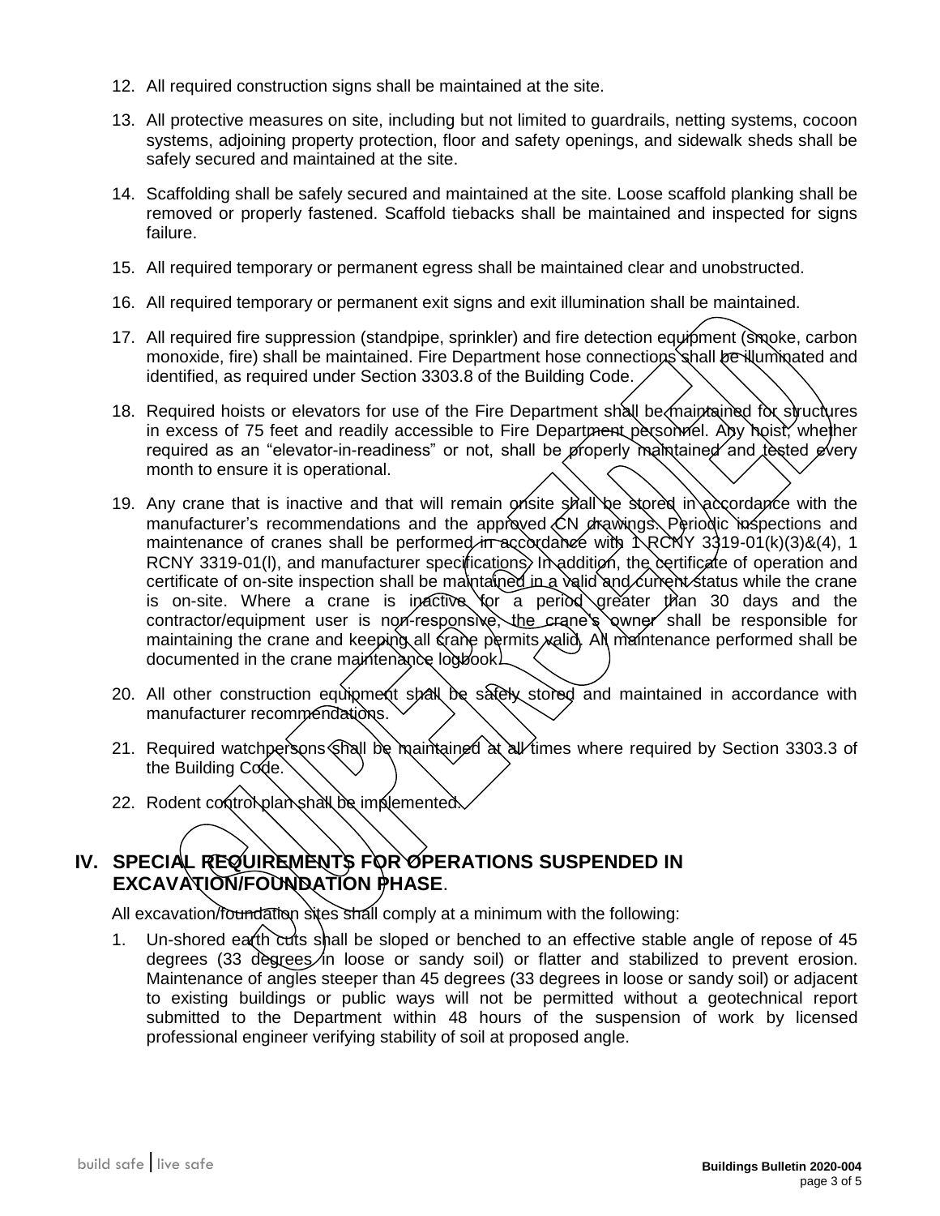12. All required construction signs shall be maintained at the site.

13. All protective measures on site, including but not limited to guardrails, netting systems, cocoon systems, adjoining property protection, floor and safety openings, and sidewalk sheds shall be safely secured and maintained at the site.

14. Scaffolding shall be safely secured and maintained at the site. Loose scaffold planking shall be removed or properly fastened. Scaffold tiebacks shall be maintained and inspected for signs failure.

15. All required temporary or permanent egress shall be maintained clear and unobstructed.

16. All required temporary or permanent exit signs and exit illumination shall be maintained.

17. All required fire suppression (standpipe, sprinkler) and fire detection equipment (smoke, carbon monoxide, fire) shall be maintained. Fire Department hose connections shall be illuminated and identified, as required under Section 3303.8 of the Building Code.

18. Required hoists or elevators for use of the Fire Department shall be maintained for structures in excess of 75 feet and readily accessible to Fire Department personnel. Any hoist, whether required as an "elevator-in-readiness" or not, shall be properly maintained and tested every month to ensure it is operational.

19. Any crane that is inactive and that will remain onsite shall be stored in accordance with the manufacturer's recommendations and the approved CN drawings. Periodic inspections and maintenance of cranes shall be performed in accordance with 1 RCNY 3319-01(k)(3)&(4), 1 RCNY 3319-01(l), and manufacturer specifications. In addition, the certificate of operation and certificate of on-site inspection shall be maintained in a valid and current status while the crane is on-site. Where a crane is inactive for a period greater than 30 days and the contractor/equipment user is non-responsive, the crane's owner shall be responsible for maintaining the crane and keeping all crane permits valid. All maintenance performed shall be documented in the crane maintenance logbook.

20. All other construction equipment shall be safely stored and maintained in accordance with manufacturer recommendations.

21. Required watchpersons shall be maintained at all times where required by Section 3303.3 of the Building Code.

22. Rodent control plan shall be implemented.

## IV. SPECIAL REQUIREMENTS FOR OPERATIONS SUSPENDED IN EXCAVATION/FOUNDATION PHASE.

All excavation/foundation sites shall comply at a minimum with the following:

1. Un-shored earth cuts shall be sloped or benched to an effective stable angle of repose of 45 degrees (33 degrees in loose or sandy soil) or flatter and stabilized to prevent erosion. Maintenance of angles steeper than 45 degrees (33 degrees in loose or sandy soil) or adjacent to existing buildings or public ways will not be permitted without a geotechnical report submitted to the Department within 48 hours of the suspension of work by licensed professional engineer verifying stability of soil at proposed angle.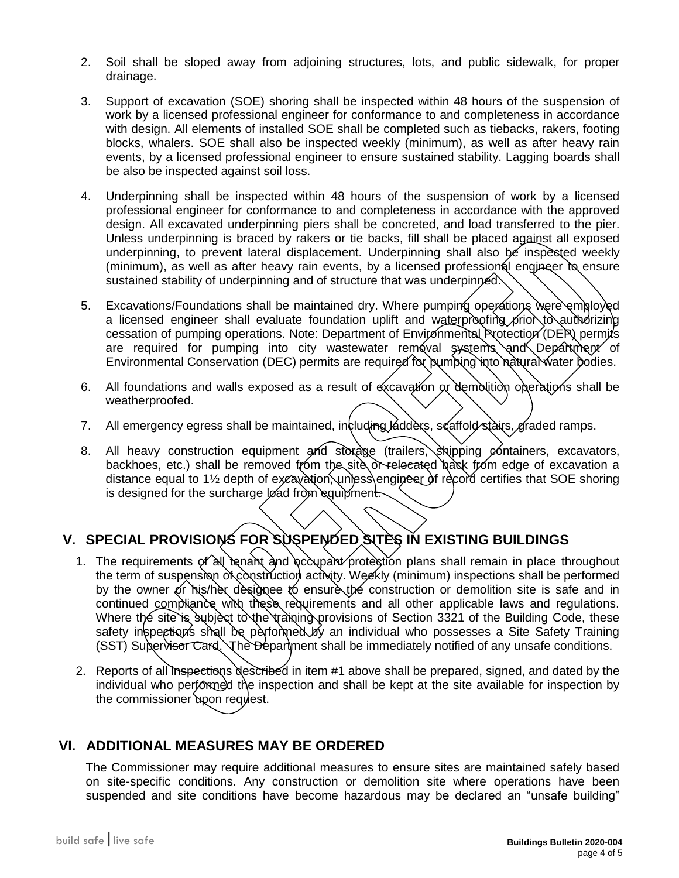2. Soil shall be sloped away from adjoining structures, lots, and public sidewalk, for proper drainage.

3. Support of excavation (SOE) shoring shall be inspected within 48 hours of the suspension of work by a licensed professional engineer for conformance to and completeness in accordance with design. All elements of installed SOE shall be completed such as tiebacks, rakers, footing blocks, whalers. SOE shall also be inspected weekly (minimum), as well as after heavy rain events, by a licensed professional engineer to ensure sustained stability. Lagging boards shall be also be inspected against soil loss.

4. Underpinning shall be inspected within 48 hours of the suspension of work by a licensed professional engineer for conformance to and completeness in accordance with the approved design. All excavated underpinning piers shall be concreted, and load transferred to the pier. Unless underpinning is braced by rakers or tie backs, fill shall be placed against all exposed underpinning, to prevent lateral displacement. Underpinning shall also be inspected weekly (minimum), as well as after heavy rain events, by a licensed professional engineer to ensure sustained stability of underpinning and of structure that was underpinned.

5. Excavations/Foundations shall be maintained dry. Where pumping operations were employed a licensed engineer shall evaluate foundation uplift and waterproofing prior to authorizing cessation of pumping operations. Note: Department of Environmental Protection (DEP) permits are required for pumping into city wastewater removal systems and Department of Environmental Conservation (DEC) permits are required for pumping into natural water bodies.

6. All foundations and walls exposed as a result of excavation or demolition operations shall be weatherproofed.

7. All emergency egress shall be maintained, including ladders, scaffold stairs, graded ramps.

8. All heavy construction equipment and storage (trailers, shipping containers, excavators, backhoes, etc.) shall be removed from the site or relocated back from edge of excavation a distance equal to 1½ depth of excavation, unless engineer of record certifies that SOE shoring is designed for the surcharge load from equipment.

## V. SPECIAL PROVISIONS FOR SUSPENDED SITES IN EXISTING BUILDINGS

1. The requirements of all tenant and occupant protection plans shall remain in place throughout the term of suspension of construction activity. Weekly (minimum) inspections shall be performed by the owner or his/her designee to ensure the construction or demolition site is safe and in continued compliance with these requirements and all other applicable laws and regulations. Where the site is subject to the training provisions of Section 3321 of the Building Code, these safety inspections shall be performed by an individual who possesses a Site Safety Training (SST) Supervisor Card. The Department shall be immediately notified of any unsafe conditions.

2. Reports of all inspections described in item #1 above shall be prepared, signed, and dated by the individual who performed the inspection and shall be kept at the site available for inspection by the commissioner upon request.

## VI. ADDITIONAL MEASURES MAY BE ORDERED

The Commissioner may require additional measures to ensure sites are maintained safely based on site-specific conditions. Any construction or demolition site where operations have been suspended and site conditions have become hazardous may be declared an "unsafe building"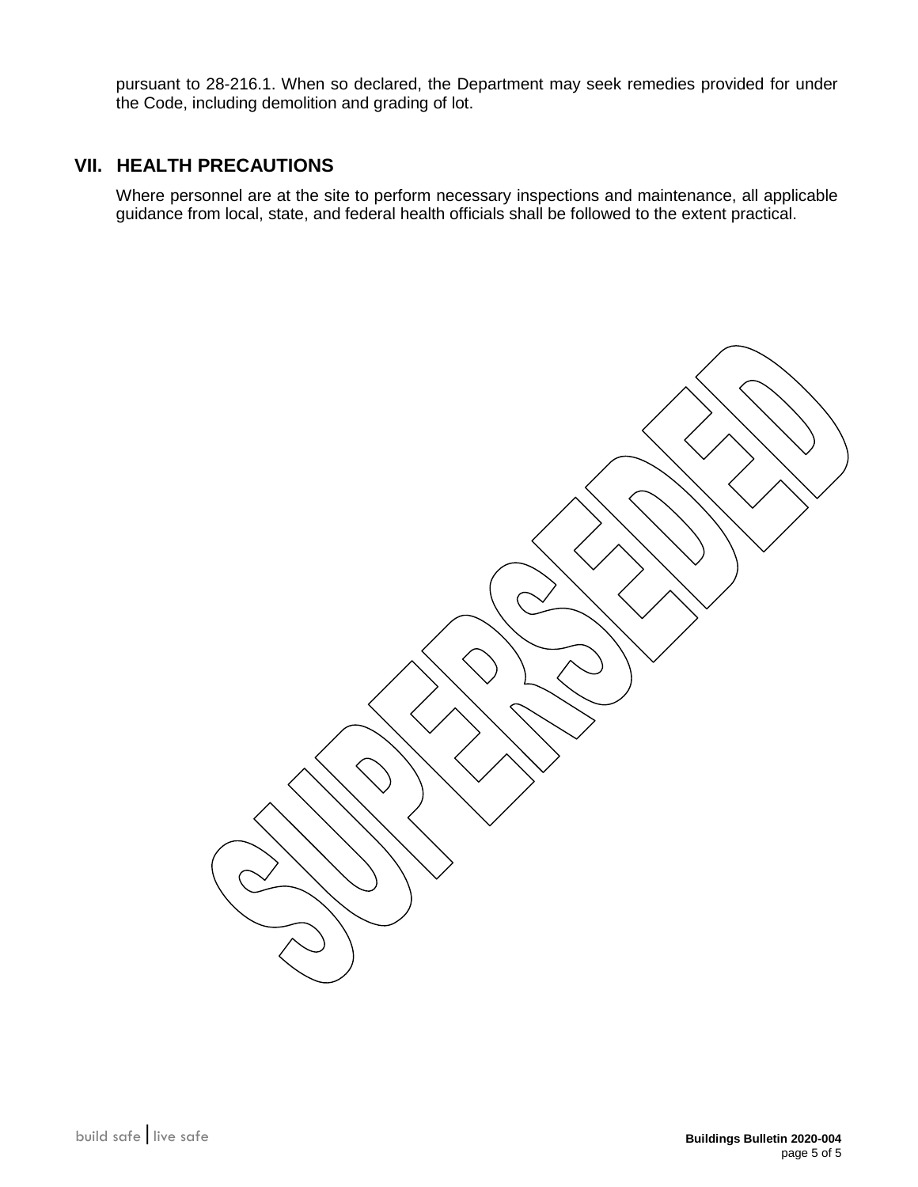pursuant to 28-216.1. When so declared, the Department may seek remedies provided for under the Code, including demolition and grading of lot.

## VII. HEALTH PRECAUTIONS

Where personnel are at the site to perform necessary inspections and maintenance, all applicable guidance from local, state, and federal health officials shall be followed to the extent practical.

SUPERSEDED